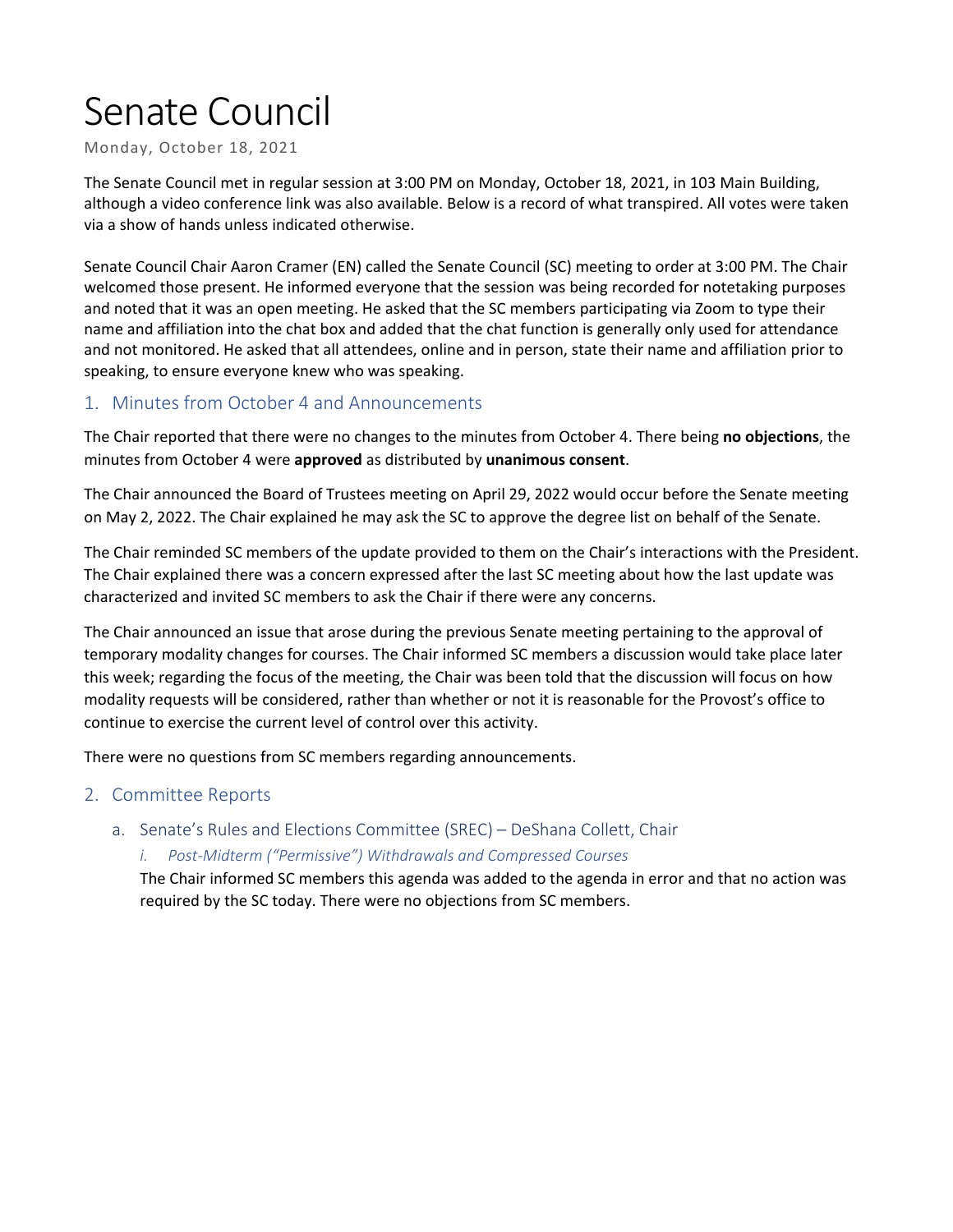# Senate Council

Monday, October 18, 2021

The Senate Council met in regular session at 3:00 PM on Monday, October 18, 2021, in 103 Main Building, although a video conference link was also available. Below is a record of what transpired. All votes were taken via a show of hands unless indicated otherwise.

Senate Council Chair Aaron Cramer (EN) called the Senate Council (SC) meeting to order at 3:00 PM. The Chair welcomed those present. He informed everyone that the session was being recorded for notetaking purposes and noted that it was an open meeting. He asked that the SC members participating via Zoom to type their name and affiliation into the chat box and added that the chat function is generally only used for attendance and not monitored. He asked that all attendees, online and in person, state their name and affiliation prior to speaking, to ensure everyone knew who was speaking.

## 1. Minutes from October 4 and Announcements

The Chair reported that there were no changes to the minutes from October 4. There being **no objections**, the minutes from October 4 were **approved** as distributed by **unanimous consent**.

The Chair announced the Board of Trustees meeting on April 29, 2022 would occur before the Senate meeting on May 2, 2022. The Chair explained he may ask the SC to approve the degree list on behalf of the Senate.

The Chair reminded SC members of the update provided to them on the Chair's interactions with the President. The Chair explained there was a concern expressed after the last SC meeting about how the last update was characterized and invited SC members to ask the Chair if there were any concerns.

The Chair announced an issue that arose during the previous Senate meeting pertaining to the approval of temporary modality changes for courses. The Chair informed SC members a discussion would take place later this week; regarding the focus of the meeting, the Chair was been told that the discussion will focus on how modality requests will be considered, rather than whether or not it is reasonable for the Provost's office to continue to exercise the current level of control over this activity.

There were no questions from SC members regarding announcements.

## 2. Committee Reports

### a. Senate's Rules and Elections Committee (SREC) – DeShana Collett, Chair

#### *i. Post-Midterm ("Permissive") Withdrawals and Compressed Courses*

The Chair informed SC members this agenda was added to the agenda in error and that no action was required by the SC today. There were no objections from SC members.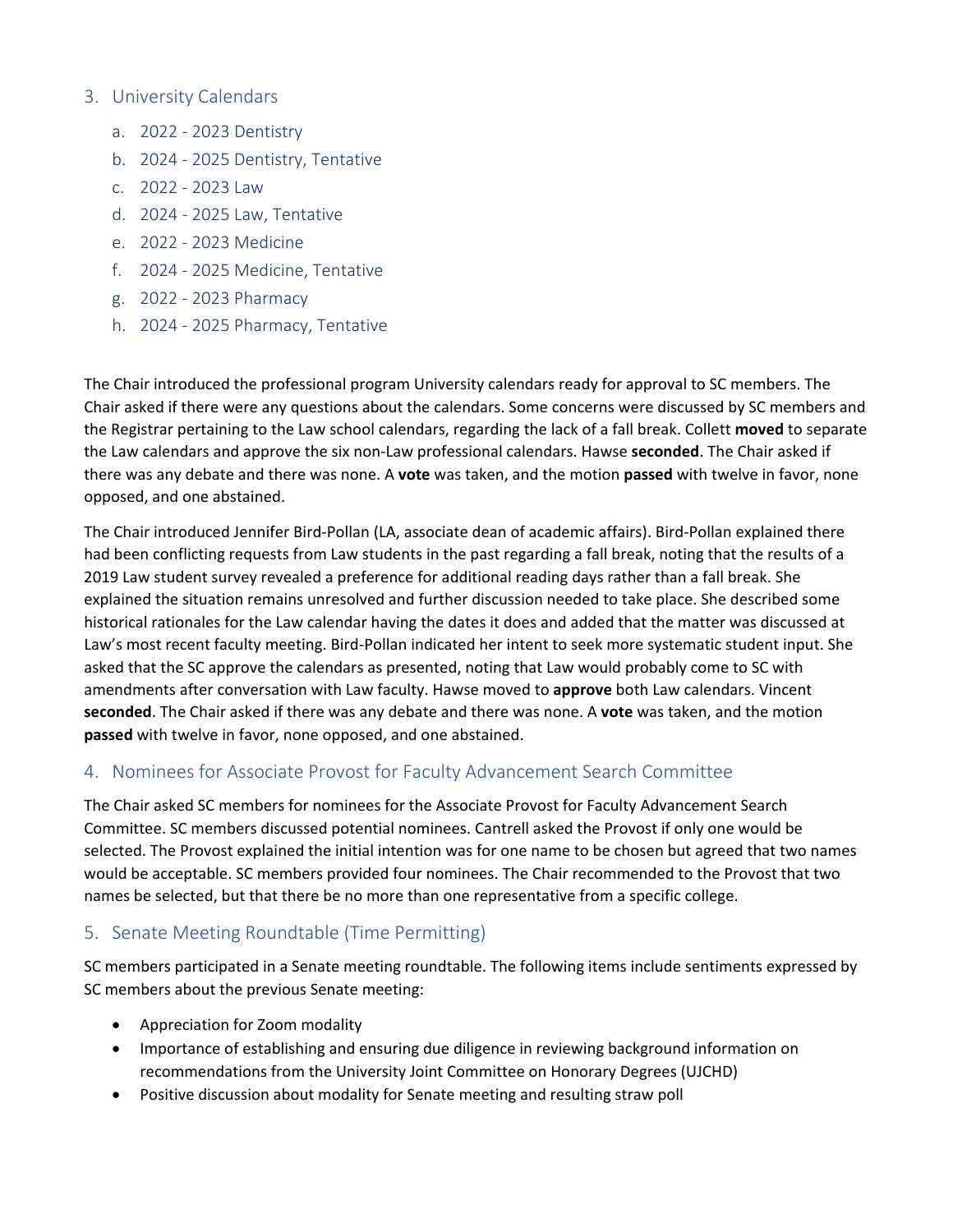## 3. University Calendars

a. 2022 - 2023 Dentistry
b. 2024 - 2025 Dentistry, Tentative
c. 2022 - 2023 Law
d. 2024 - 2025 Law, Tentative
e. 2022 - 2023 Medicine
f. 2024 - 2025 Medicine, Tentative
g. 2022 - 2023 Pharmacy
h. 2024 - 2025 Pharmacy, Tentative

The Chair introduced the professional program University calendars ready for approval to SC members. The Chair asked if there were any questions about the calendars. Some concerns were discussed by SC members and the Registrar pertaining to the Law school calendars, regarding the lack of a fall break. Collett **moved** to separate the Law calendars and approve the six non-Law professional calendars. Hawse **seconded**. The Chair asked if there was any debate and there was none. A **vote** was taken, and the motion **passed** with twelve in favor, none opposed, and one abstained.

The Chair introduced Jennifer Bird-Pollan (LA, associate dean of academic affairs). Bird-Pollan explained there had been conflicting requests from Law students in the past regarding a fall break, noting that the results of a 2019 Law student survey revealed a preference for additional reading days rather than a fall break. She explained the situation remains unresolved and further discussion needed to take place. She described some historical rationales for the Law calendar having the dates it does and added that the matter was discussed at Law's most recent faculty meeting. Bird-Pollan indicated her intent to seek more systematic student input. She asked that the SC approve the calendars as presented, noting that Law would probably come to SC with amendments after conversation with Law faculty. Hawse moved to **approve** both Law calendars. Vincent **seconded**. The Chair asked if there was any debate and there was none. A **vote** was taken, and the motion **passed** with twelve in favor, none opposed, and one abstained.

## 4. Nominees for Associate Provost for Faculty Advancement Search Committee

The Chair asked SC members for nominees for the Associate Provost for Faculty Advancement Search Committee. SC members discussed potential nominees. Cantrell asked the Provost if only one would be selected. The Provost explained the initial intention was for one name to be chosen but agreed that two names would be acceptable. SC members provided four nominees. The Chair recommended to the Provost that two names be selected, but that there be no more than one representative from a specific college.

## 5. Senate Meeting Roundtable (Time Permitting)

SC members participated in a Senate meeting roundtable. The following items include sentiments expressed by SC members about the previous Senate meeting:

- Appreciation for Zoom modality
- Importance of establishing and ensuring due diligence in reviewing background information on recommendations from the University Joint Committee on Honorary Degrees (UJCHD)
- Positive discussion about modality for Senate meeting and resulting straw poll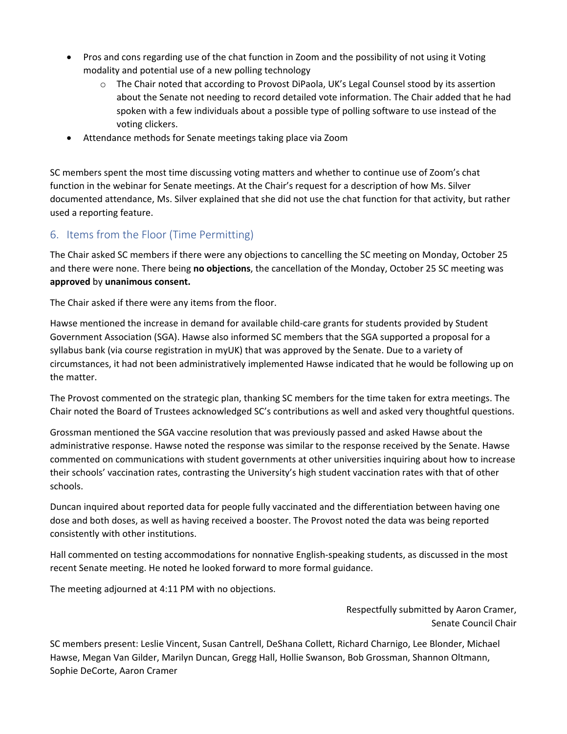- Pros and cons regarding use of the chat function in Zoom and the possibility of not using it Voting modality and potential use of a new polling technology
    - The Chair noted that according to Provost DiPaola, UK's Legal Counsel stood by its assertion about the Senate not needing to record detailed vote information. The Chair added that he had spoken with a few individuals about a possible type of polling software to use instead of the voting clickers.
- Attendance methods for Senate meetings taking place via Zoom

SC members spent the most time discussing voting matters and whether to continue use of Zoom's chat function in the webinar for Senate meetings. At the Chair's request for a description of how Ms. Silver documented attendance, Ms. Silver explained that she did not use the chat function for that activity, but rather used a reporting feature.

## 6. Items from the Floor (Time Permitting)

The Chair asked SC members if there were any objections to cancelling the SC meeting on Monday, October 25 and there were none. There being **no objections**, the cancellation of the Monday, October 25 SC meeting was **approved** by **unanimous consent.**

The Chair asked if there were any items from the floor.

Hawse mentioned the increase in demand for available child-care grants for students provided by Student Government Association (SGA). Hawse also informed SC members that the SGA supported a proposal for a syllabus bank (via course registration in myUK) that was approved by the Senate. Due to a variety of circumstances, it had not been administratively implemented Hawse indicated that he would be following up on the matter.

The Provost commented on the strategic plan, thanking SC members for the time taken for extra meetings. The Chair noted the Board of Trustees acknowledged SC's contributions as well and asked very thoughtful questions.

Grossman mentioned the SGA vaccine resolution that was previously passed and asked Hawse about the administrative response. Hawse noted the response was similar to the response received by the Senate. Hawse commented on communications with student governments at other universities inquiring about how to increase their schools' vaccination rates, contrasting the University's high student vaccination rates with that of other schools.

Duncan inquired about reported data for people fully vaccinated and the differentiation between having one dose and both doses, as well as having received a booster. The Provost noted the data was being reported consistently with other institutions.

Hall commented on testing accommodations for nonnative English-speaking students, as discussed in the most recent Senate meeting. He noted he looked forward to more formal guidance.

The meeting adjourned at 4:11 PM with no objections.

Respectfully submitted by Aaron Cramer,
Senate Council Chair

SC members present: Leslie Vincent, Susan Cantrell, DeShana Collett, Richard Charnigo, Lee Blonder, Michael Hawse, Megan Van Gilder, Marilyn Duncan, Gregg Hall, Hollie Swanson, Bob Grossman, Shannon Oltmann, Sophie DeCorte, Aaron Cramer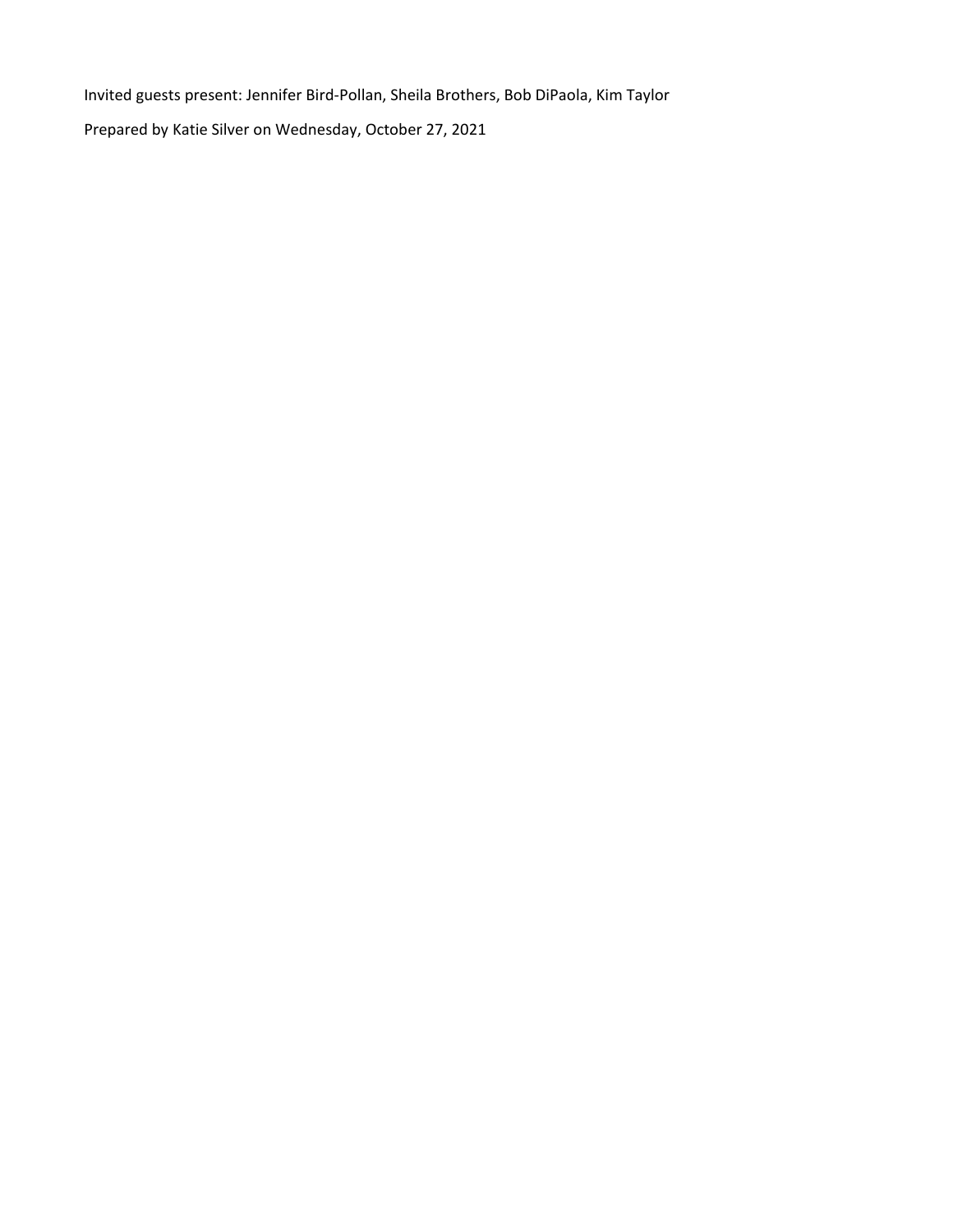Invited guests present: Jennifer Bird-Pollan, Sheila Brothers, Bob DiPaola, Kim Taylor

Prepared by Katie Silver on Wednesday, October 27, 2021